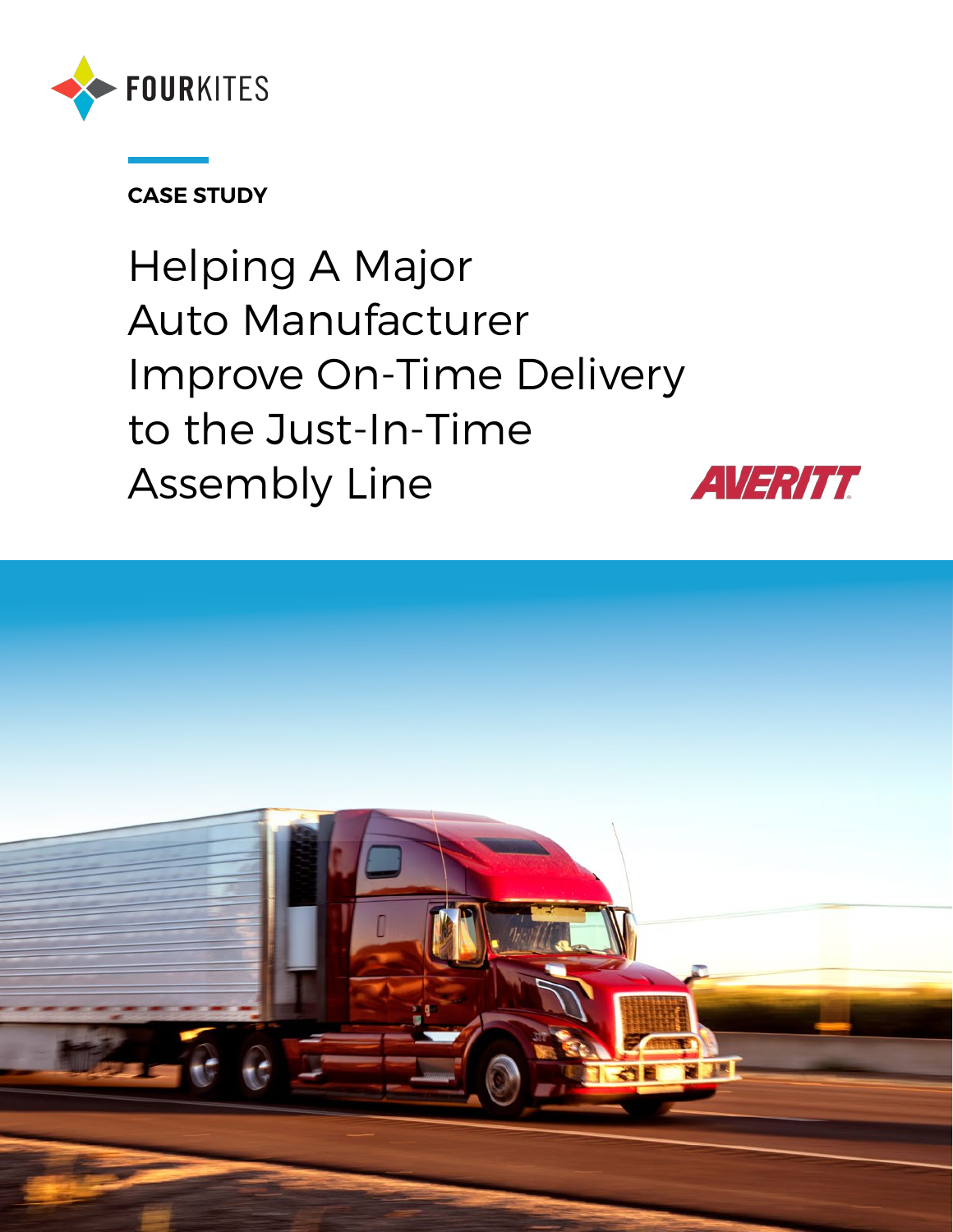FOURKITES

CASE STUDY

# Helping A Major Auto Manufacturer Improve On-Time Delivery to the Just-In-Time Assembly Line

AVERITT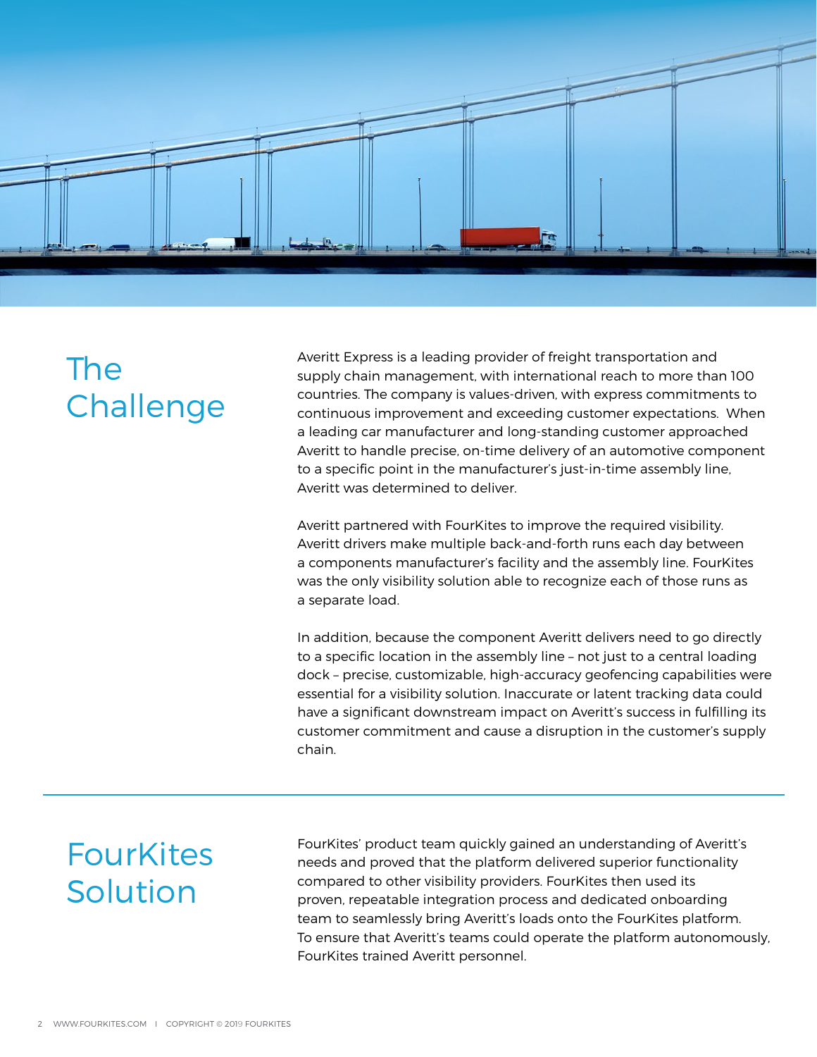## The Challenge

Averitt Express is a leading provider of freight transportation and supply chain management, with international reach to more than 100 countries. The company is values-driven, with express commitments to continuous improvement and exceeding customer expectations. When a leading car manufacturer and long-standing customer approached Averitt to handle precise, on-time delivery of an automotive component to a specific point in the manufacturer's just-in-time assembly line, Averitt was determined to deliver.

Averitt partnered with FourKites to improve the required visibility. Averitt drivers make multiple back-and-forth runs each day between a components manufacturer's facility and the assembly line. FourKites was the only visibility solution able to recognize each of those runs as a separate load.

In addition, because the component Averitt delivers need to go directly to a specific location in the assembly line – not just to a central loading dock – precise, customizable, high-accuracy geofencing capabilities were essential for a visibility solution. Inaccurate or latent tracking data could have a significant downstream impact on Averitt's success in fulfilling its customer commitment and cause a disruption in the customer's supply chain.

## FourKites Solution

FourKites' product team quickly gained an understanding of Averitt's needs and proved that the platform delivered superior functionality compared to other visibility providers. FourKites then used its proven, repeatable integration process and dedicated onboarding team to seamlessly bring Averitt's loads onto the FourKites platform. To ensure that Averitt's teams could operate the platform autonomously, FourKites trained Averitt personnel.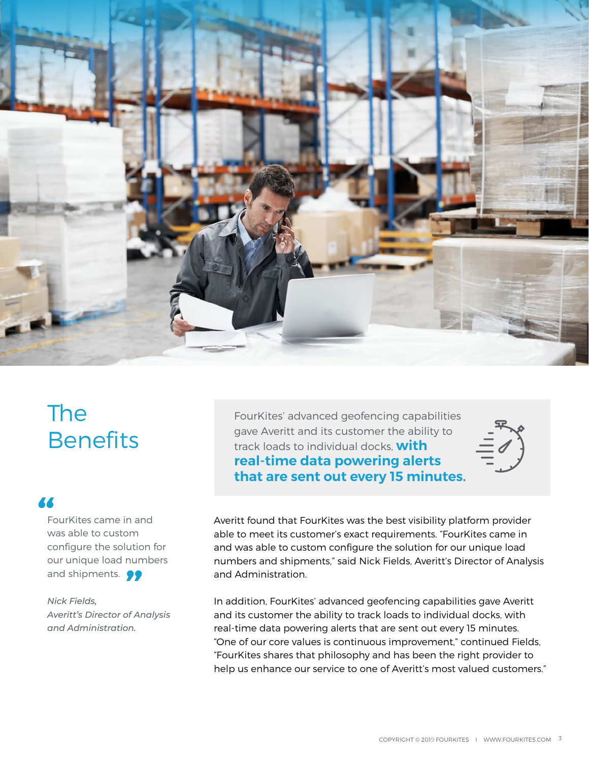# The Benefits

> FourKites' advanced geofencing capabilities gave Averitt and its customer the ability to track loads to individual docks, **with real-time data powering alerts that are sent out every 15 minutes.**

> "FourKites came in and was able to custom configure the solution for our unique load numbers and shipments."
>
> *Nick Fields, Averitt's Director of Analysis and Administration.*

Averitt found that FourKites was the best visibility platform provider able to meet its customer's exact requirements. "FourKites came in and was able to custom configure the solution for our unique load numbers and shipments," said Nick Fields, Averitt's Director of Analysis and Administration.

In addition, FourKites' advanced geofencing capabilities gave Averitt and its customer the ability to track loads to individual docks, with real-time data powering alerts that are sent out every 15 minutes. "One of our core values is continuous improvement," continued Fields, "FourKites shares that philosophy and has been the right provider to help us enhance our service to one of Averitt's most valued customers."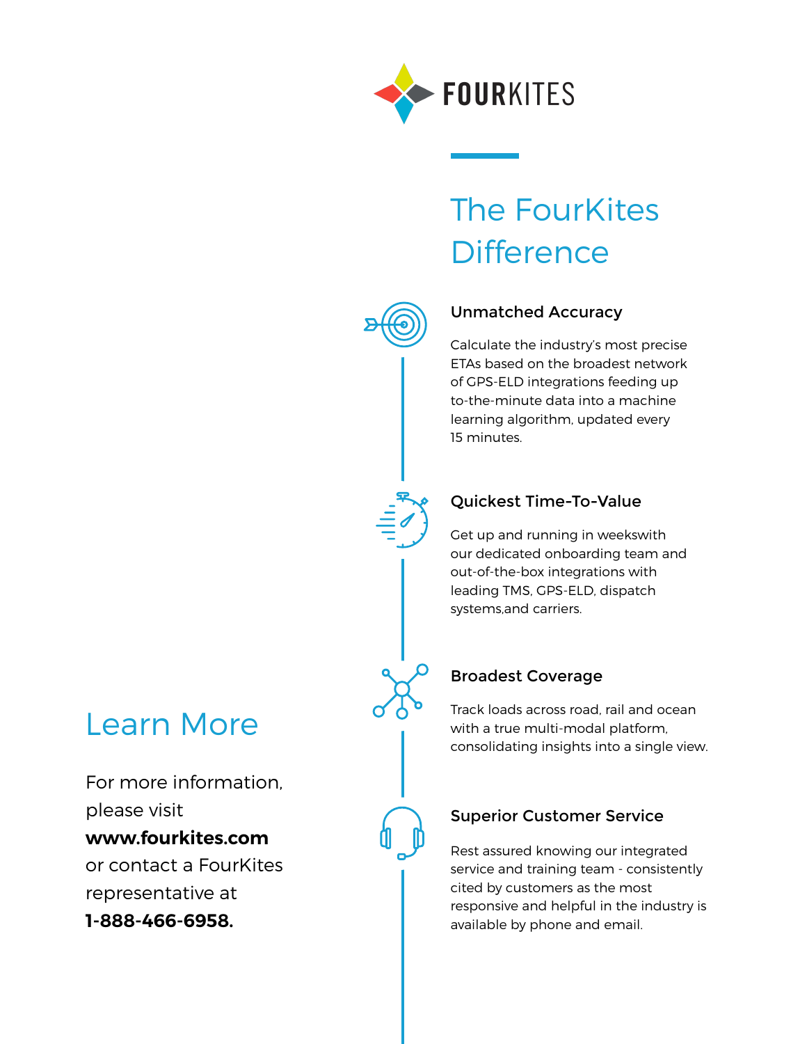FOURKITES

# The FourKites Difference

### Unmatched Accuracy

Calculate the industry's most precise ETAs based on the broadest network of GPS-ELD integrations feeding up to-the-minute data into a machine learning algorithm, updated every 15 minutes.

### Quickest Time-To-Value

Get up and running in weekswith our dedicated onboarding team and out-of-the-box integrations with leading TMS, GPS-ELD, dispatch systems,and carriers.

### Broadest Coverage

Track loads across road, rail and ocean with a true multi-modal platform, consolidating insights into a single view.

### Superior Customer Service

Rest assured knowing our integrated service and training team - consistently cited by customers as the most responsive and helpful in the industry is available by phone and email.

## Learn More

For more information, please visit **www.fourkites.com** or contact a FourKites representative at **1-888-466-6958.**